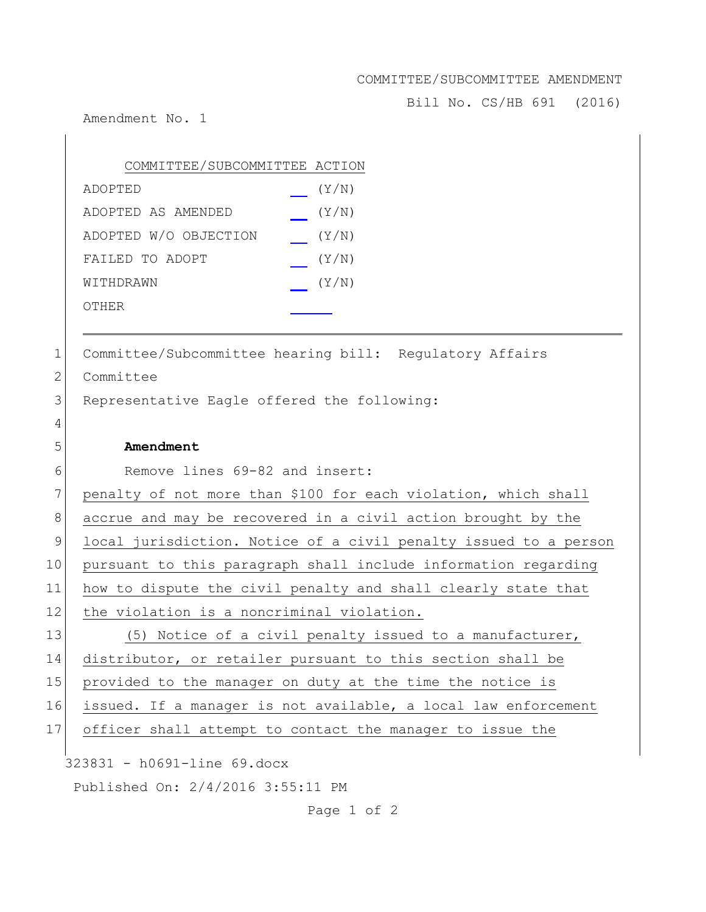COMMITTEE/SUBCOMMITTEE AMENDMENT

Bill No. CS/HB 691 (2016)

Amendment No. 1

| COMMITTEE/SUBCOMMITTEE ACTION | |
|---|---|
| ADOPTED | ___ (Y/N) |
| ADOPTED AS AMENDED | ___ (Y/N) |
| ADOPTED W/O OBJECTION | ___ (Y/N) |
| FAILED TO ADOPT | ___ (Y/N) |
| WITHDRAWN | ___ (Y/N) |
| OTHER | ______ |

---

1 Committee/Subcommittee hearing bill: Regulatory Affairs
2 Committee
3 Representative Eagle offered the following:
4
5 **Amendment**
6 Remove lines 69-82 and insert:
7 penalty of not more than $100 for each violation, which shall
8 accrue and may be recovered in a civil action brought by the
9 local jurisdiction. Notice of a civil penalty issued to a person
10 pursuant to this paragraph shall include information regarding
11 how to dispute the civil penalty and shall clearly state that
12 the violation is a noncriminal violation.
13 (5) Notice of a civil penalty issued to a manufacturer,
14 distributor, or retailer pursuant to this section shall be
15 provided to the manager on duty at the time the notice is
16 issued. If a manager is not available, a local law enforcement
17 officer shall attempt to contact the manager to issue the

323831 - h0691-line 69.docx

Published On: 2/4/2016 3:55:11 PM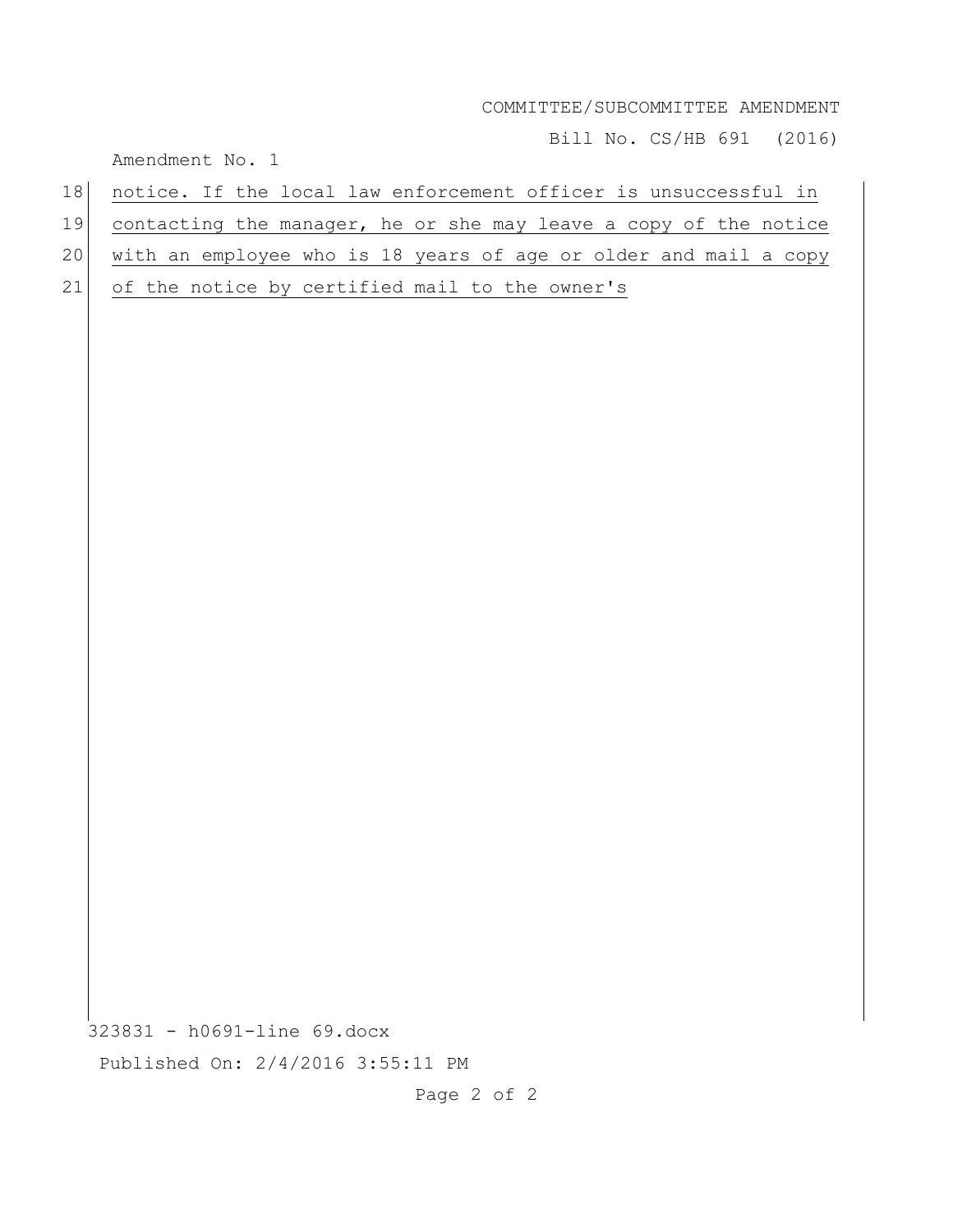18 notice. If the local law enforcement officer is unsuccessful in
19 contacting the manager, he or she may leave a copy of the notice
20 with an employee who is 18 years of age or older and mail a copy
21 of the notice by certified mail to the owner's